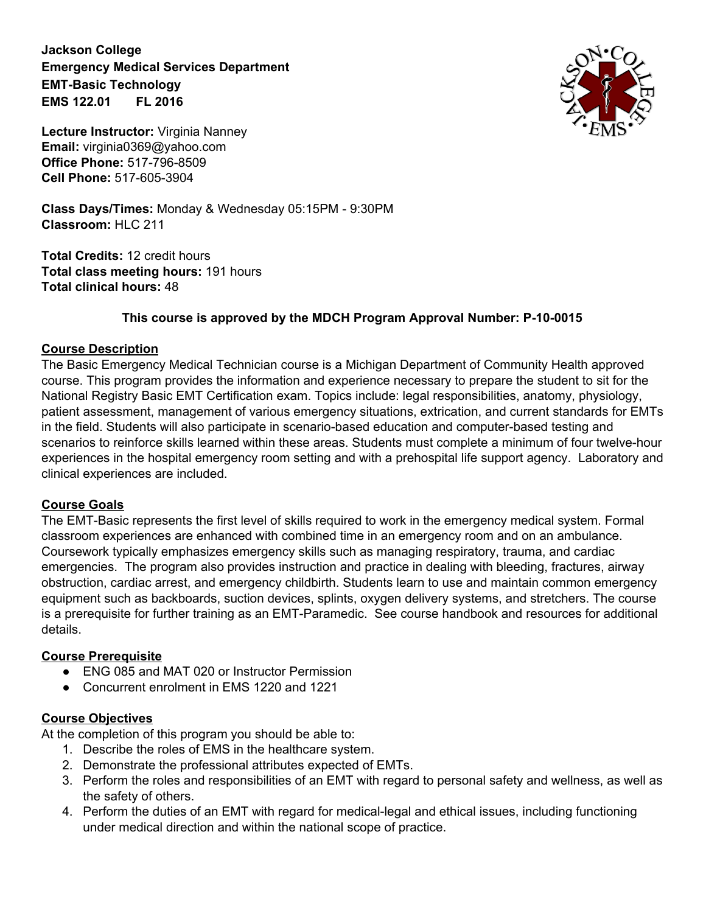**Jackson College**
**Emergency Medical Services Department**
**EMT-Basic Technology**
**EMS 122.01 FL 2016**

**Lecture Instructor:** Virginia Nanney
**Email:** virginia0369@yahoo.com
**Office Phone:** 517-796-8509
**Cell Phone:** 517-605-3904

**Class Days/Times:** Monday & Wednesday 05:15PM - 9:30PM
**Classroom:** HLC 211

**Total Credits:** 12 credit hours
**Total class meeting hours:** 191 hours
**Total clinical hours:** 48

**This course is approved by the MDCH Program Approval Number: P-10-0015**

## Course Description

The Basic Emergency Medical Technician course is a Michigan Department of Community Health approved course. This program provides the information and experience necessary to prepare the student to sit for the National Registry Basic EMT Certification exam. Topics include: legal responsibilities, anatomy, physiology, patient assessment, management of various emergency situations, extrication, and current standards for EMTs in the field. Students will also participate in scenario-based education and computer-based testing and scenarios to reinforce skills learned within these areas. Students must complete a minimum of four twelve-hour experiences in the hospital emergency room setting and with a prehospital life support agency. Laboratory and clinical experiences are included.

## Course Goals

The EMT-Basic represents the first level of skills required to work in the emergency medical system. Formal classroom experiences are enhanced with combined time in an emergency room and on an ambulance. Coursework typically emphasizes emergency skills such as managing respiratory, trauma, and cardiac emergencies. The program also provides instruction and practice in dealing with bleeding, fractures, airway obstruction, cardiac arrest, and emergency childbirth. Students learn to use and maintain common emergency equipment such as backboards, suction devices, splints, oxygen delivery systems, and stretchers. The course is a prerequisite for further training as an EMT-Paramedic. See course handbook and resources for additional details.

## Course Prerequisite

- ENG 085 and MAT 020 or Instructor Permission
- Concurrent enrolment in EMS 1220 and 1221

## Course Objectives

At the completion of this program you should be able to:

1. Describe the roles of EMS in the healthcare system.
2. Demonstrate the professional attributes expected of EMTs.
3. Perform the roles and responsibilities of an EMT with regard to personal safety and wellness, as well as the safety of others.
4. Perform the duties of an EMT with regard for medical-legal and ethical issues, including functioning under medical direction and within the national scope of practice.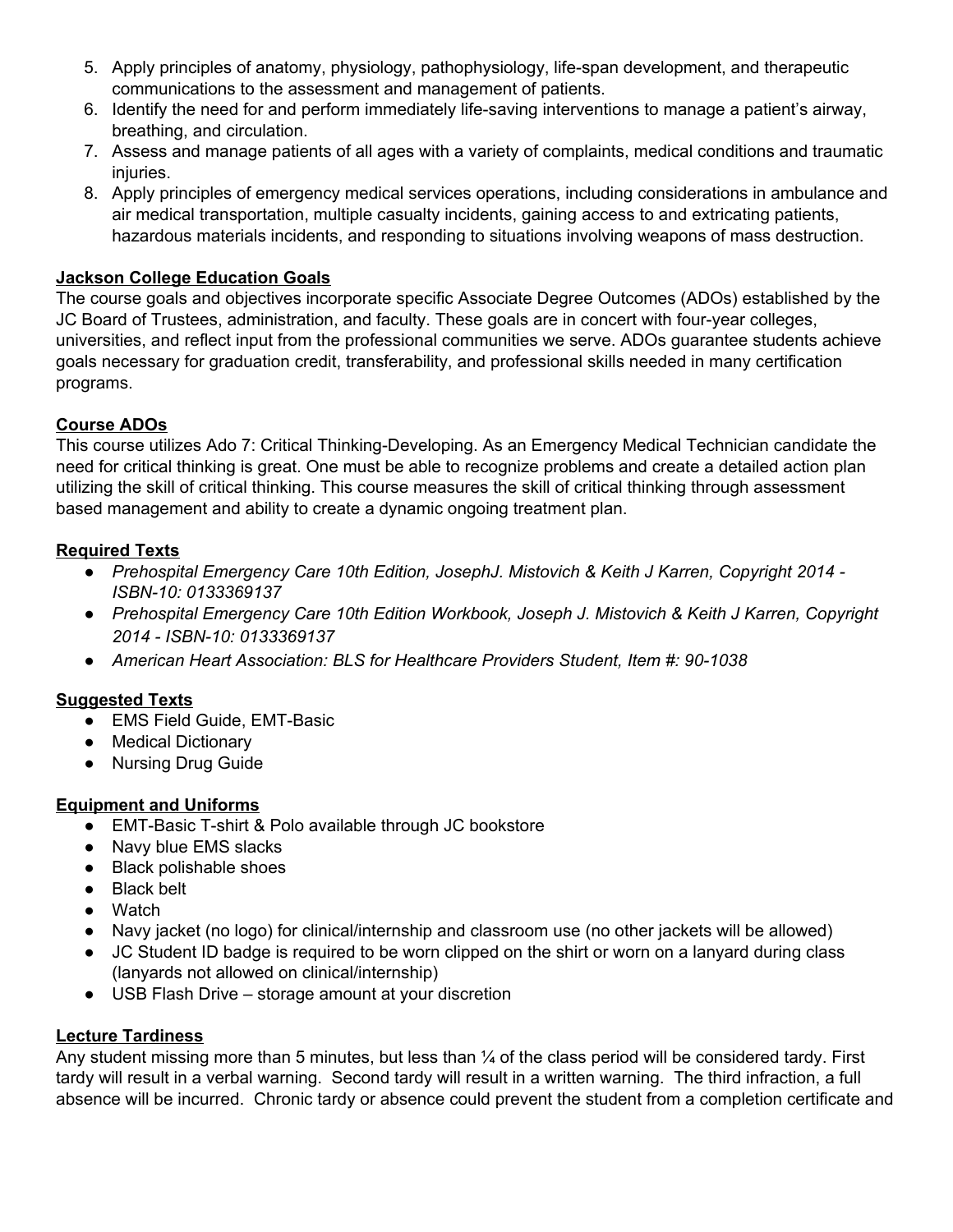5. Apply principles of anatomy, physiology, pathophysiology, life-span development, and therapeutic communications to the assessment and management of patients.
6. Identify the need for and perform immediately life-saving interventions to manage a patient's airway, breathing, and circulation.
7. Assess and manage patients of all ages with a variety of complaints, medical conditions and traumatic injuries.
8. Apply principles of emergency medical services operations, including considerations in ambulance and air medical transportation, multiple casualty incidents, gaining access to and extricating patients, hazardous materials incidents, and responding to situations involving weapons of mass destruction.

**Jackson College Education Goals**

The course goals and objectives incorporate specific Associate Degree Outcomes (ADOs) established by the JC Board of Trustees, administration, and faculty. These goals are in concert with four-year colleges, universities, and reflect input from the professional communities we serve. ADOs guarantee students achieve goals necessary for graduation credit, transferability, and professional skills needed in many certification programs.

**Course ADOs**

This course utilizes Ado 7: Critical Thinking-Developing. As an Emergency Medical Technician candidate the need for critical thinking is great. One must be able to recognize problems and create a detailed action plan utilizing the skill of critical thinking. This course measures the skill of critical thinking through assessment based management and ability to create a dynamic ongoing treatment plan.

**Required Texts**

- *Prehospital Emergency Care 10th Edition, JosephJ. Mistovich & Keith J Karren, Copyright 2014 - ISBN-10: 0133369137*
- *Prehospital Emergency Care 10th Edition Workbook, Joseph J. Mistovich & Keith J Karren, Copyright 2014 - ISBN-10: 0133369137*
- *American Heart Association: BLS for Healthcare Providers Student, Item #: 90-1038*

**Suggested Texts**

- EMS Field Guide, EMT-Basic
- Medical Dictionary
- Nursing Drug Guide

**Equipment and Uniforms**

- EMT-Basic T-shirt & Polo available through JC bookstore
- Navy blue EMS slacks
- Black polishable shoes
- Black belt
- Watch
- Navy jacket (no logo) for clinical/internship and classroom use (no other jackets will be allowed)
- JC Student ID badge is required to be worn clipped on the shirt or worn on a lanyard during class (lanyards not allowed on clinical/internship)
- USB Flash Drive – storage amount at your discretion

**Lecture Tardiness**

Any student missing more than 5 minutes, but less than ¼ of the class period will be considered tardy. First tardy will result in a verbal warning. Second tardy will result in a written warning. The third infraction, a full absence will be incurred. Chronic tardy or absence could prevent the student from a completion certificate and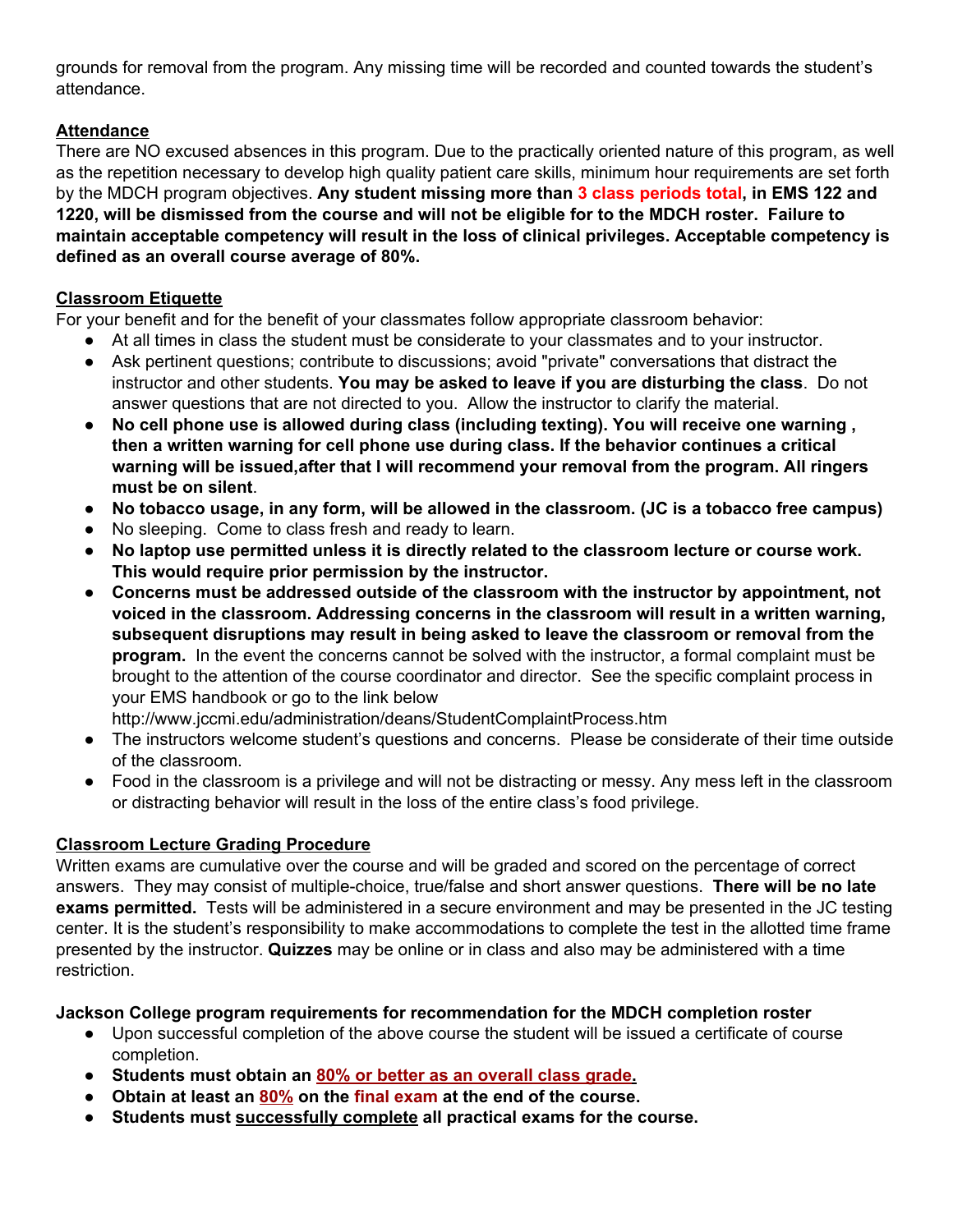grounds for removal from the program. Any missing time will be recorded and counted towards the student's attendance.

## Attendance

There are NO excused absences in this program. Due to the practically oriented nature of this program, as well as the repetition necessary to develop high quality patient care skills, minimum hour requirements are set forth by the MDCH program objectives. **Any student missing more than 3 class periods total, in EMS 122 and 1220, will be dismissed from the course and will not be eligible for to the MDCH roster. Failure to maintain acceptable competency will result in the loss of clinical privileges. Acceptable competency is defined as an overall course average of 80%.**

## Classroom Etiquette

For your benefit and for the benefit of your classmates follow appropriate classroom behavior:

- At all times in class the student must be considerate to your classmates and to your instructor.
- Ask pertinent questions; contribute to discussions; avoid "private" conversations that distract the instructor and other students. **You may be asked to leave if you are disturbing the class**. Do not answer questions that are not directed to you. Allow the instructor to clarify the material.
- **No cell phone use is allowed during class (including texting). You will receive one warning , then a written warning for cell phone use during class. If the behavior continues a critical warning will be issued,after that I will recommend your removal from the program. All ringers must be on silent**.
- **No tobacco usage, in any form, will be allowed in the classroom. (JC is a tobacco free campus)**
- No sleeping. Come to class fresh and ready to learn.
- **No laptop use permitted unless it is directly related to the classroom lecture or course work. This would require prior permission by the instructor.**
- **Concerns must be addressed outside of the classroom with the instructor by appointment, not voiced in the classroom. Addressing concerns in the classroom will result in a written warning, subsequent disruptions may result in being asked to leave the classroom or removal from the program.** In the event the concerns cannot be solved with the instructor, a formal complaint must be brought to the attention of the course coordinator and director. See the specific complaint process in your EMS handbook or go to the link below http://www.jccmi.edu/administration/deans/StudentComplaintProcess.htm
- The instructors welcome student's questions and concerns. Please be considerate of their time outside of the classroom.
- Food in the classroom is a privilege and will not be distracting or messy. Any mess left in the classroom or distracting behavior will result in the loss of the entire class's food privilege.

## Classroom Lecture Grading Procedure

Written exams are cumulative over the course and will be graded and scored on the percentage of correct answers. They may consist of multiple-choice, true/false and short answer questions. **There will be no late exams permitted.** Tests will be administered in a secure environment and may be presented in the JC testing center. It is the student's responsibility to make accommodations to complete the test in the allotted time frame presented by the instructor. **Quizzes** may be online or in class and also may be administered with a time restriction.

**Jackson College program requirements for recommendation for the MDCH completion roster**

- Upon successful completion of the above course the student will be issued a certificate of course completion.
- **Students must obtain an 80% or better as an overall class grade.**
- **Obtain at least an 80% on the final exam at the end of the course.**
- **Students must successfully complete all practical exams for the course.**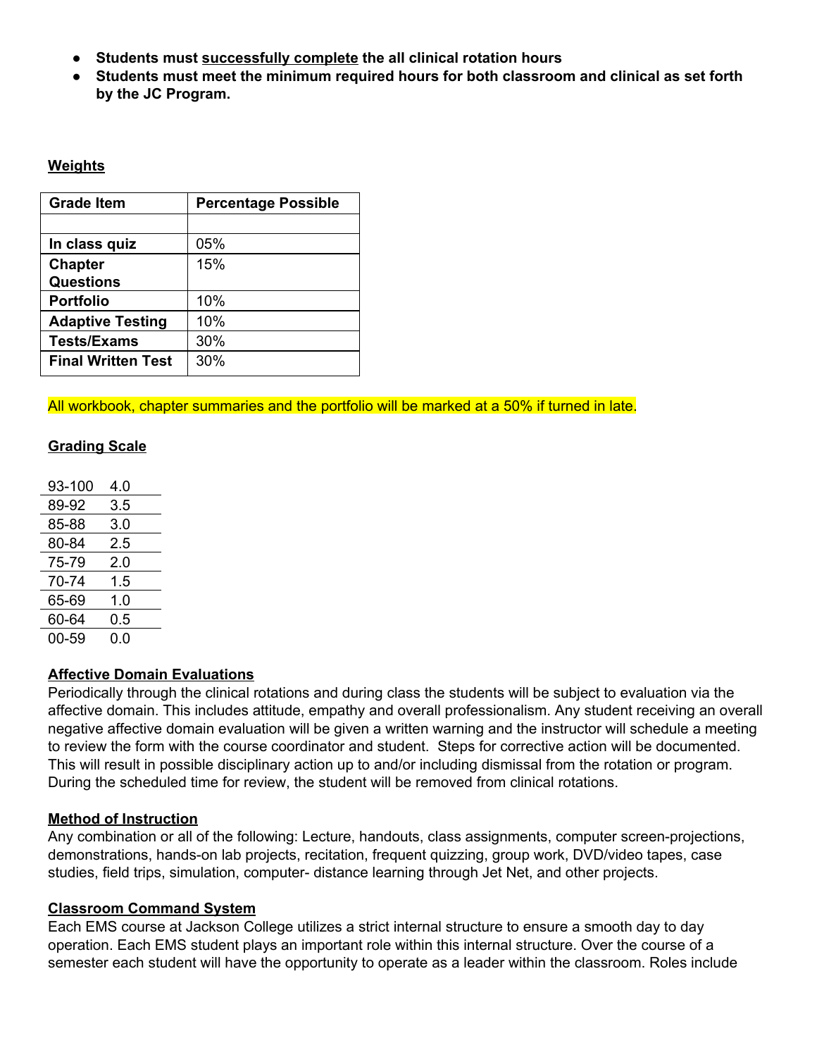- **Students must successfully complete the all clinical rotation hours**
- **Students must meet the minimum required hours for both classroom and clinical as set forth by the JC Program.**

**Weights**

| **Grade Item** | **Percentage Possible** |
|---|---|
| | |
| **In class quiz** | 05% |
| **Chapter Questions** | 15% |
| **Portfolio** | 10% |
| **Adaptive Testing** | 10% |
| **Tests/Exams** | 30% |
| **Final Written Test** | 30% |

All workbook, chapter summaries and the portfolio will be marked at a 50% if turned in late.

**Grading Scale**

| | |
|---|---|
| 93-100 | 4.0 |
| 89-92 | 3.5 |
| 85-88 | 3.0 |
| 80-84 | 2.5 |
| 75-79 | 2.0 |
| 70-74 | 1.5 |
| 65-69 | 1.0 |
| 60-64 | 0.5 |
| 00-59 | 0.0 |

**Affective Domain Evaluations**

Periodically through the clinical rotations and during class the students will be subject to evaluation via the affective domain. This includes attitude, empathy and overall professionalism. Any student receiving an overall negative affective domain evaluation will be given a written warning and the instructor will schedule a meeting to review the form with the course coordinator and student. Steps for corrective action will be documented. This will result in possible disciplinary action up to and/or including dismissal from the rotation or program. During the scheduled time for review, the student will be removed from clinical rotations.

**Method of Instruction**

Any combination or all of the following: Lecture, handouts, class assignments, computer screen-projections, demonstrations, hands-on lab projects, recitation, frequent quizzing, group work, DVD/video tapes, case studies, field trips, simulation, computer- distance learning through Jet Net, and other projects.

**Classroom Command System**

Each EMS course at Jackson College utilizes a strict internal structure to ensure a smooth day to day operation. Each EMS student plays an important role within this internal structure. Over the course of a semester each student will have the opportunity to operate as a leader within the classroom. Roles include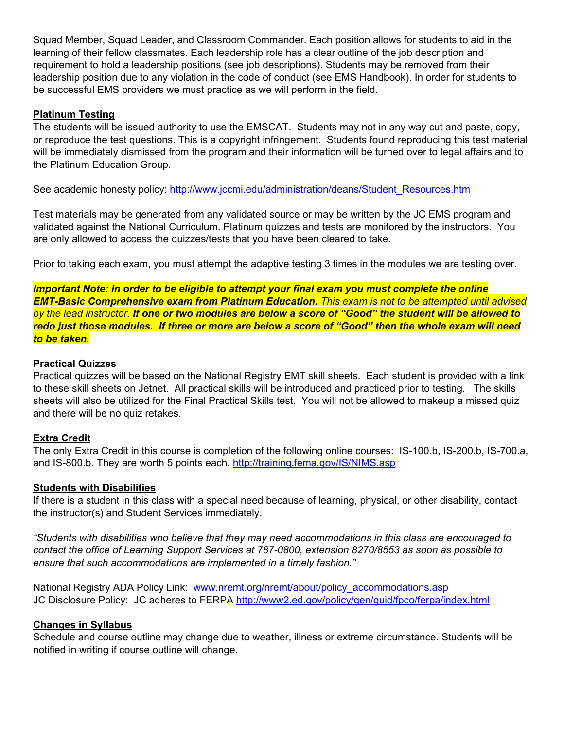Squad Member, Squad Leader, and Classroom Commander. Each position allows for students to aid in the learning of their fellow classmates. Each leadership role has a clear outline of the job description and requirement to hold a leadership positions (see job descriptions). Students may be removed from their leadership position due to any violation in the code of conduct (see EMS Handbook). In order for students to be successful EMS providers we must practice as we will perform in the field.

**Platinum Testing**

The students will be issued authority to use the EMSCAT. Students may not in any way cut and paste, copy, or reproduce the test questions. This is a copyright infringement. Students found reproducing this test material will be immediately dismissed from the program and their information will be turned over to legal affairs and to the Platinum Education Group.

See academic honesty policy: http://www.jccmi.edu/administration/deans/Student_Resources.htm

Test materials may be generated from any validated source or may be written by the JC EMS program and validated against the National Curriculum. Platinum quizzes and tests are monitored by the instructors. You are only allowed to access the quizzes/tests that you have been cleared to take.

Prior to taking each exam, you must attempt the adaptive testing 3 times in the modules we are testing over.

***Important Note: In order to be eligible to attempt your final exam you must complete the online EMT-Basic Comprehensive exam from Platinum Education.*** *This exam is not to be attempted until advised by the lead instructor.* ***If one or two modules are below a score of "Good" the student will be allowed to redo just those modules. If three or more are below a score of "Good" then the whole exam will need to be taken.***

**Practical Quizzes**

Practical quizzes will be based on the National Registry EMT skill sheets. Each student is provided with a link to these skill sheets on Jetnet. All practical skills will be introduced and practiced prior to testing. The skills sheets will also be utilized for the Final Practical Skills test. You will not be allowed to makeup a missed quiz and there will be no quiz retakes.

**Extra Credit**

The only Extra Credit in this course is completion of the following online courses: IS-100.b, IS-200.b, IS-700.a, and IS-800.b. They are worth 5 points each. http://training.fema.gov/IS/NIMS.asp

**Students with Disabilities**

If there is a student in this class with a special need because of learning, physical, or other disability, contact the instructor(s) and Student Services immediately.

*"Students with disabilities who believe that they may need accommodations in this class are encouraged to contact the office of Learning Support Services at 787-0800, extension 8270/8553 as soon as possible to ensure that such accommodations are implemented in a timely fashion."*

National Registry ADA Policy Link: www.nremt.org/nremt/about/policy_accommodations.asp
JC Disclosure Policy: JC adheres to FERPA http://www2.ed.gov/policy/gen/guid/fpco/ferpa/index.html

**Changes in Syllabus**

Schedule and course outline may change due to weather, illness or extreme circumstance. Students will be notified in writing if course outline will change.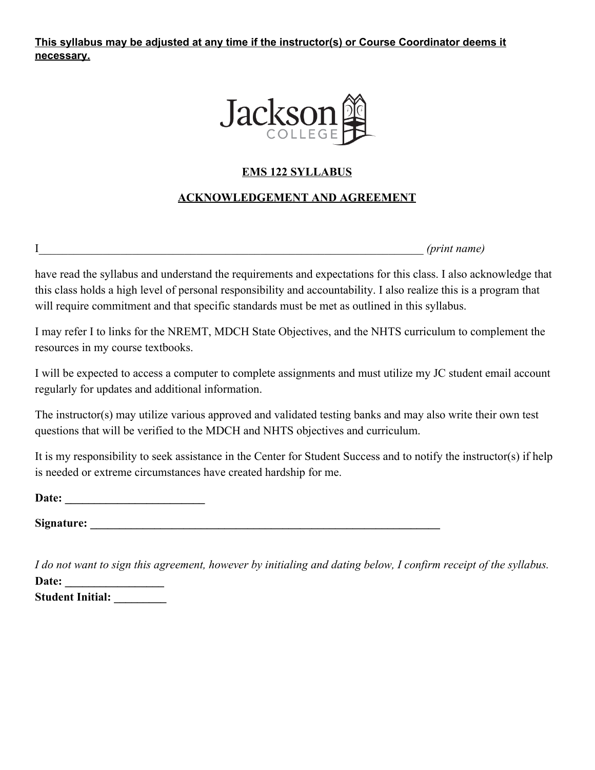**This syllabus may be adjusted at any time if the instructor(s) or Course Coordinator deems it necessary.**

Jackson College

**EMS 122 SYLLABUS**

**ACKNOWLEDGEMENT AND AGREEMENT**

I_______________________________________________________________________ *(print name)*

have read the syllabus and understand the requirements and expectations for this class. I also acknowledge that this class holds a high level of personal responsibility and accountability. I also realize this is a program that will require commitment and that specific standards must be met as outlined in this syllabus.

I may refer I to links for the NREMT, MDCH State Objectives, and the NHTS curriculum to complement the resources in my course textbooks.

I will be expected to access a computer to complete assignments and must utilize my JC student email account regularly for updates and additional information.

The instructor(s) may utilize various approved and validated testing banks and may also write their own test questions that will be verified to the MDCH and NHTS objectives and curriculum.

It is my responsibility to seek assistance in the Center for Student Success and to notify the instructor(s) if help is needed or extreme circumstances have created hardship for me.

**Date: ________________________**

**Signature: _______________________________________________________________**

*I do not want to sign this agreement, however by initialing and dating below, I confirm receipt of the syllabus.*

**Date: _________________**

**Student Initial: _________**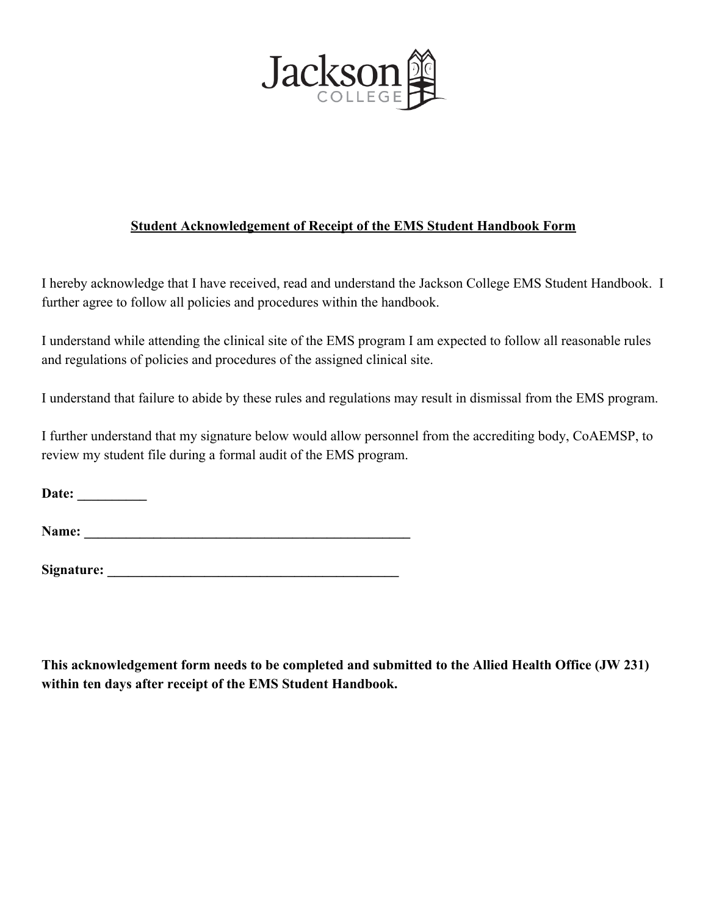Jackson
COLLEGE

**Student Acknowledgement of Receipt of the EMS Student Handbook Form**

I hereby acknowledge that I have received, read and understand the Jackson College EMS Student Handbook. I further agree to follow all policies and procedures within the handbook.

I understand while attending the clinical site of the EMS program I am expected to follow all reasonable rules and regulations of policies and procedures of the assigned clinical site.

I understand that failure to abide by these rules and regulations may result in dismissal from the EMS program.

I further understand that my signature below would allow personnel from the accrediting body, CoAEMSP, to review my student file during a formal audit of the EMS program.

**Date:** __________

**Name:** __________________________________________________

**Signature:** ____________________________________________

**This acknowledgement form needs to be completed and submitted to the Allied Health Office (JW 231) within ten days after receipt of the EMS Student Handbook.**